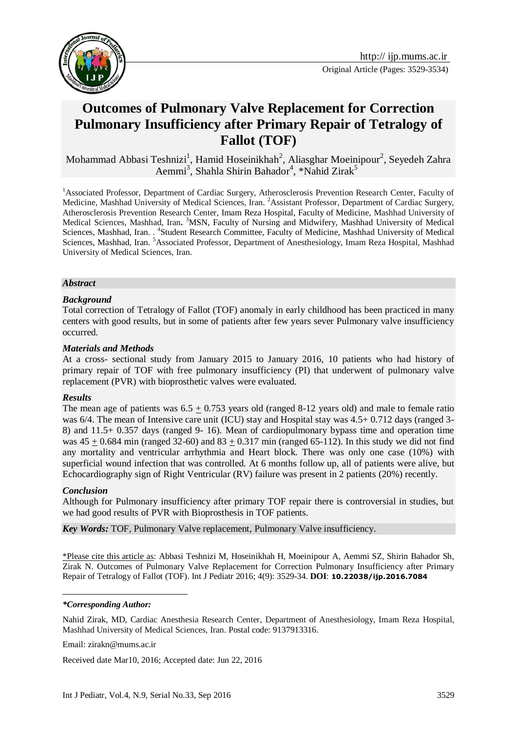http:// ijp.mums.ac.ir

Original Article (Pages: 3529-3534)

# Outcomes of Pulmonary Valve Replacement for Correction Pulmonary Insufficiency after Primary Repair of Tetralogy of Fallot (TOF)

Mohammad Abbasi Teshnizi[1], Hamid Hoseinikhah[2], Aliasghar Moeinipour[2], Seyedeh Zahra Aemmi[3], Shahla Shirin Bahador[4], *Nahid Zirak[5]

[1]Associated Professor, Department of Cardiac Surgery, Atherosclerosis Prevention Research Center, Faculty of Medicine, Mashhad University of Medical Sciences, Iran. [2]Assistant Professor, Department of Cardiac Surgery, Atherosclerosis Prevention Research Center, Imam Reza Hospital, Faculty of Medicine, Mashhad University of Medical Sciences, Mashhad, Iran. [3]MSN, Faculty of Nursing and Midwifery, Mashhad University of Medical Sciences, Mashhad, Iran. . [4]Student Research Committee, Faculty of Medicine, Mashhad University of Medical Sciences, Mashhad, Iran. [5]Associated Professor, Department of Anesthesiology, Imam Reza Hospital, Mashhad University of Medical Sciences, Iran.

## *Abstract*

### *Background*

Total correction of Tetralogy of Fallot (TOF) anomaly in early childhood has been practiced in many centers with good results, but in some of patients after few years sever Pulmonary valve insufficiency occurred.

### *Materials and Methods*

At a cross- sectional study from January 2015 to January 2016, 10 patients who had history of primary repair of TOF with free pulmonary insufficiency (PI) that underwent of pulmonary valve replacement (PVR) with bioprosthetic valves were evaluated.

### *Results*

The mean age of patients was $6.5 \pm 0.753$ years old (ranged 8-12 years old) and male to female ratio was 6/4. The mean of Intensive care unit (ICU) stay and Hospital stay was 4.5+ 0.712 days (ranged 3-8) and 11.5+ 0.357 days (ranged 9- 16). Mean of cardiopulmonary bypass time and operation time was $45 \pm 0.684$ min (ranged 32-60) and $83 \pm 0.317$ min (ranged 65-112). In this study we did not find any mortality and ventricular arrhythmia and Heart block. There was only one case (10%) with superficial wound infection that was controlled. At 6 months follow up, all of patients were alive, but Echocardiography sign of Right Ventricular (RV) failure was present in 2 patients (20%) recently.

### *Conclusion*

Although for Pulmonary insufficiency after primary TOF repair there is controversial in studies, but we had good results of PVR with Bioprosthesis in TOF patients.

***Key Words:*** TOF, Pulmonary Valve replacement, Pulmonary Valve insufficiency.

*Please cite this article as: Abbasi Teshnizi M, Hoseinikhah H, Moeinipour A, Aemmi SZ, Shirin Bahador Sh, Zirak N. Outcomes of Pulmonary Valve Replacement for Correction Pulmonary Insufficiency after Primary Repair of Tetralogy of Fallot (TOF). Int J Pediatr 2016; 4(9): 3529-34. **DOI**: **10.22038/ijp.2016.7084**

***\*Corresponding Author:***

Nahid Zirak, MD, Cardiac Anesthesia Research Center, Department of Anesthesiology, Imam Reza Hospital, Mashhad University of Medical Sciences, Iran. Postal code: 9137913316.

Email: zirakn@mums.ac.ir

Received date Mar10, 2016; Accepted date: Jun 22, 2016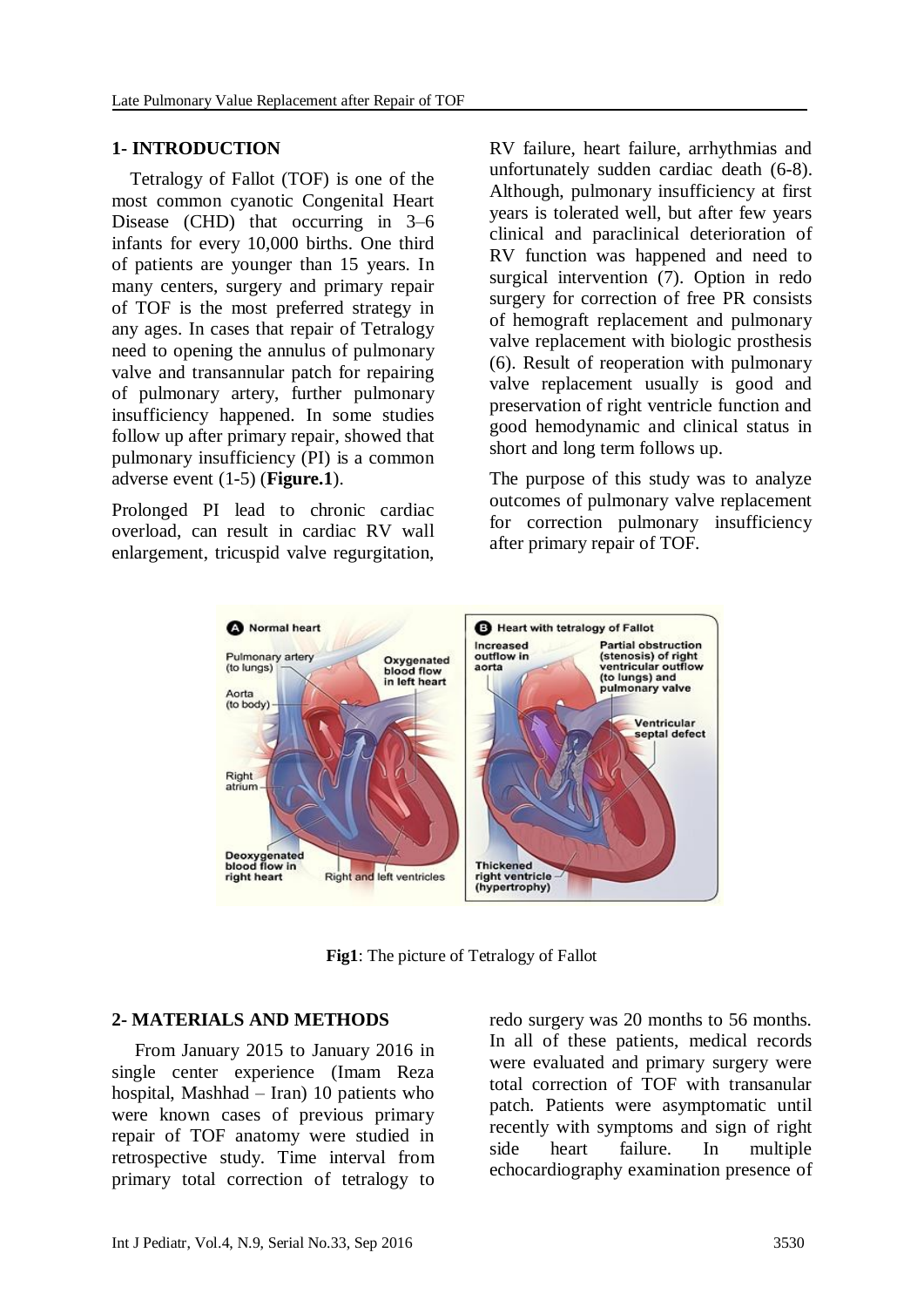## 1- INTRODUCTION

Tetralogy of Fallot (TOF) is one of the most common cyanotic Congenital Heart Disease (CHD) that occurring in 3–6 infants for every 10,000 births. One third of patients are younger than 15 years. In many centers, surgery and primary repair of TOF is the most preferred strategy in any ages. In cases that repair of Tetralogy need to opening the annulus of pulmonary valve and transannular patch for repairing of pulmonary artery, further pulmonary insufficiency happened. In some studies follow up after primary repair, showed that pulmonary insufficiency (PI) is a common adverse event (1-5) (**Figure.1**).

Prolonged PI lead to chronic cardiac overload, can result in cardiac RV wall enlargement, tricuspid valve regurgitation, RV failure, heart failure, arrhythmias and unfortunately sudden cardiac death (6-8). Although, pulmonary insufficiency at first years is tolerated well, but after few years clinical and paraclinical deterioration of RV function was happened and need to surgical intervention (7). Option in redo surgery for correction of free PR consists of hemograft replacement and pulmonary valve replacement with biologic prosthesis (6). Result of reoperation with pulmonary valve replacement usually is good and preservation of right ventricle function and good hemodynamic and clinical status in short and long term follows up.

The purpose of this study was to analyze outcomes of pulmonary valve replacement for correction pulmonary insufficiency after primary repair of TOF.

**Fig1**: The picture of Tetralogy of Fallot

## 2- MATERIALS AND METHODS

From January 2015 to January 2016 in single center experience (Imam Reza hospital, Mashhad – Iran) 10 patients who were known cases of previous primary repair of TOF anatomy were studied in retrospective study. Time interval from primary total correction of tetralogy to redo surgery was 20 months to 56 months. In all of these patients, medical records were evaluated and primary surgery were total correction of TOF with transanular patch. Patients were asymptomatic until recently with symptoms and sign of right side heart failure. In multiple echocardiography examination presence of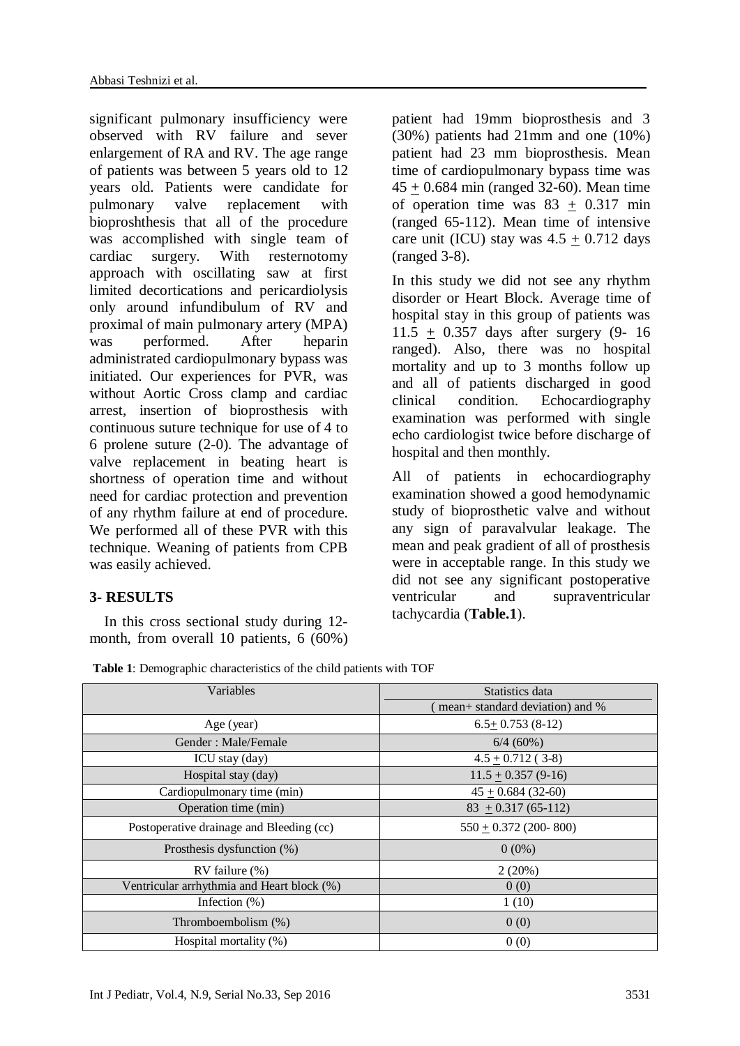significant pulmonary insufficiency were observed with RV failure and sever enlargement of RA and RV. The age range of patients was between 5 years old to 12 years old. Patients were candidate for pulmonary valve replacement with bioproshthesis that all of the procedure was accomplished with single team of cardiac surgery. With resternotomy approach with oscillating saw at first limited decortications and pericardiolysis only around infundibulum of RV and proximal of main pulmonary artery (MPA) was performed. After heparin administrated cardiopulmonary bypass was initiated. Our experiences for PVR, was without Aortic Cross clamp and cardiac arrest, insertion of bioprosthesis with continuous suture technique for use of 4 to 6 prolene suture (2-0). The advantage of valve replacement in beating heart is shortness of operation time and without need for cardiac protection and prevention of any rhythm failure at end of procedure. We performed all of these PVR with this technique. Weaning of patients from CPB was easily achieved.

## 3- RESULTS

In this cross sectional study during 12-month, from overall 10 patients, 6 (60%) patient had 19mm bioprosthesis and 3 (30%) patients had 21mm and one (10%) patient had 23 mm bioprosthesis. Mean time of cardiopulmonary bypass time was 45 ± 0.684 min (ranged 32-60). Mean time of operation time was 83 ± 0.317 min (ranged 65-112). Mean time of intensive care unit (ICU) stay was 4.5 ± 0.712 days (ranged 3-8).

In this study we did not see any rhythm disorder or Heart Block. Average time of hospital stay in this group of patients was 11.5 ± 0.357 days after surgery (9- 16 ranged). Also, there was no hospital mortality and up to 3 months follow up and all of patients discharged in good clinical condition. Echocardiography examination was performed with single echo cardiologist twice before discharge of hospital and then monthly.

All of patients in echocardiography examination showed a good hemodynamic study of bioprosthetic valve and without any sign of paravalvular leakage. The mean and peak gradient of all of prosthesis were in acceptable range. In this study we did not see any significant postoperative ventricular and supraventricular tachycardia (**Table.1**).

**Table 1**: Demographic characteristics of the child patients with TOF

| Variables | Statistics data ( mean+ standard deviation) and % |
|---|---|
| Age (year) | 6.5± 0.753 (8-12) |
| Gender : Male/Female | 6/4 (60%) |
| ICU stay (day) | 4.5 ± 0.712 ( 3-8) |
| Hospital stay (day) | 11.5 ± 0.357 (9-16) |
| Cardiopulmonary time (min) | 45 ± 0.684 (32-60) |
| Operation time (min) | 83 ± 0.317 (65-112) |
| Postoperative drainage and Bleeding (cc) | 550 ± 0.372 (200- 800) |
| Prosthesis dysfunction (%) | 0 (0%) |
| RV failure (%) | 2 (20%) |
| Ventricular arrhythmia and Heart block (%) | 0 (0) |
| Infection (%) | 1 (10) |
| Thromboembolism (%) | 0 (0) |
| Hospital mortality (%) | 0 (0) |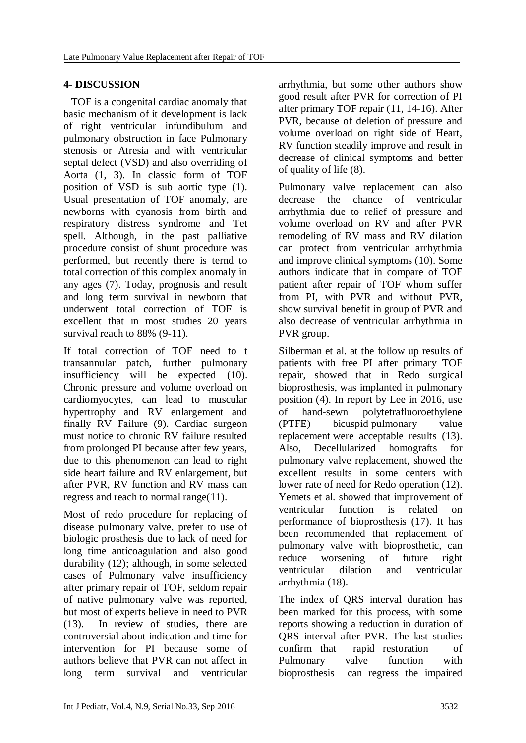## 4- DISCUSSION

TOF is a congenital cardiac anomaly that basic mechanism of it development is lack of right ventricular infundibulum and pulmonary obstruction in face Pulmonary stenosis or Atresia and with ventricular septal defect (VSD) and also overriding of Aorta (1, 3). In classic form of TOF position of VSD is sub aortic type (1). Usual presentation of TOF anomaly, are newborns with cyanosis from birth and respiratory distress syndrome and Tet spell. Although, in the past palliative procedure consist of shunt procedure was performed, but recently there is ternd to total correction of this complex anomaly in any ages (7). Today, prognosis and result and long term survival in newborn that underwent total correction of TOF is excellent that in most studies 20 years survival reach to 88% (9-11).

If total correction of TOF need to t transannular patch, further pulmonary insufficiency will be expected (10). Chronic pressure and volume overload on cardiomyocytes, can lead to muscular hypertrophy and RV enlargement and finally RV Failure (9). Cardiac surgeon must notice to chronic RV failure resulted from prolonged PI because after few years, due to this phenomenon can lead to right side heart failure and RV enlargement, but after PVR, RV function and RV mass can regress and reach to normal range(11).

Most of redo procedure for replacing of disease pulmonary valve, prefer to use of biologic prosthesis due to lack of need for long time anticoagulation and also good durability (12); although, in some selected cases of Pulmonary valve insufficiency after primary repair of TOF, seldom repair of native pulmonary valve was reported, but most of experts believe in need to PVR (13). In review of studies, there are controversial about indication and time for intervention for PI because some of authors believe that PVR can not affect in long term survival and ventricular arrhythmia, but some other authors show good result after PVR for correction of PI after primary TOF repair (11, 14-16). After PVR, because of deletion of pressure and volume overload on right side of Heart, RV function steadily improve and result in decrease of clinical symptoms and better of quality of life (8).

Pulmonary valve replacement can also decrease the chance of ventricular arrhythmia due to relief of pressure and volume overload on RV and after PVR remodeling of RV mass and RV dilation can protect from ventricular arrhythmia and improve clinical symptoms (10). Some authors indicate that in compare of TOF patient after repair of TOF whom suffer from PI, with PVR and without PVR, show survival benefit in group of PVR and also decrease of ventricular arrhythmia in PVR group.

Silberman et al. at the follow up results of patients with free PI after primary TOF repair, showed that in Redo surgical bioprosthesis, was implanted in pulmonary position (4). In report by Lee in 2016, use of hand-sewn polytetrafluoroethylene (PTFE) bicuspid pulmonary value replacement were acceptable results (13). Also, Decellularized homografts for pulmonary valve replacement, showed the excellent results in some centers with lower rate of need for Redo operation (12). Yemets et al. showed that improvement of ventricular function is related on performance of bioprosthesis (17). It has been recommended that replacement of pulmonary valve with bioprosthetic, can reduce worsening of future right ventricular dilation and ventricular arrhythmia (18).

The index of QRS interval duration has been marked for this process, with some reports showing a reduction in duration of QRS interval after PVR. The last studies confirm that rapid restoration of Pulmonary valve function with bioprosthesis can regress the impaired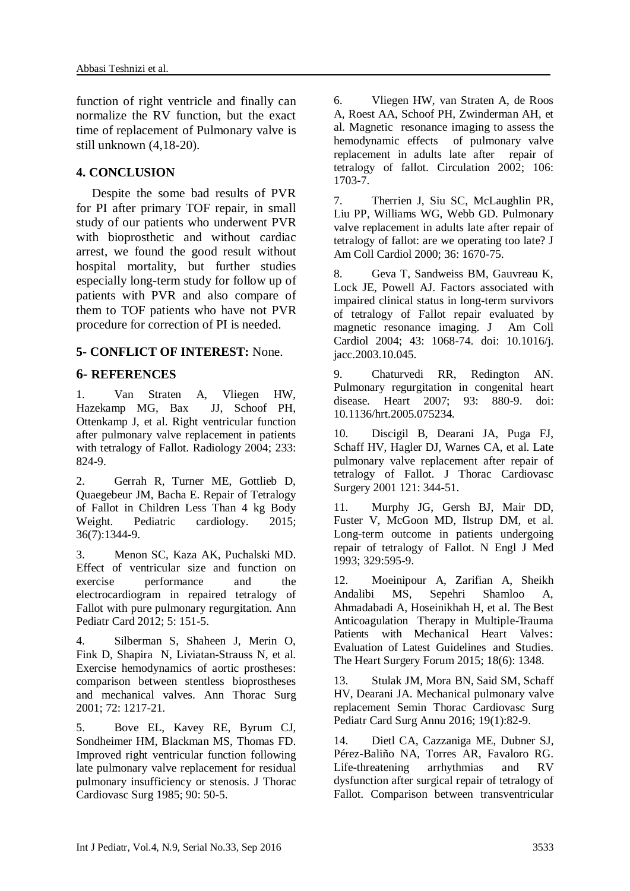function of right ventricle and finally can normalize the RV function, but the exact time of replacement of Pulmonary valve is still unknown (4,18-20).

## 4. CONCLUSION

Despite the some bad results of PVR for PI after primary TOF repair, in small study of our patients who underwent PVR with bioprosthetic and without cardiac arrest, we found the good result without hospital mortality, but further studies especially long-term study for follow up of patients with PVR and also compare of them to TOF patients who have not PVR procedure for correction of PI is needed.

## 5- CONFLICT OF INTEREST: None.

## 6- REFERENCES

1. Van Straten A, Vliegen HW, Hazekamp MG, Bax JJ, Schoof PH, Ottenkamp J, et al. Right ventricular function after pulmonary valve replacement in patients with tetralogy of Fallot. Radiology 2004; 233: 824-9.

2. Gerrah R, Turner ME, Gottlieb D, Quaegebeur JM, Bacha E. Repair of Tetralogy of Fallot in Children Less Than 4 kg Body Weight. Pediatric cardiology. 2015; 36(7):1344-9.

3. Menon SC, Kaza AK, Puchalski MD. Effect of ventricular size and function on exercise performance and the electrocardiogram in repaired tetralogy of Fallot with pure pulmonary regurgitation. Ann Pediatr Card 2012; 5: 151-5.

4. Silberman S, Shaheen J, Merin O, Fink D, Shapira N, Liviatan-Strauss N, et al. Exercise hemodynamics of aortic prostheses: comparison between stentless bioprostheses and mechanical valves. Ann Thorac Surg 2001; 72: 1217-21.

5. Bove EL, Kavey RE, Byrum CJ, Sondheimer HM, Blackman MS, Thomas FD. Improved right ventricular function following late pulmonary valve replacement for residual pulmonary insufficiency or stenosis. J Thorac Cardiovasc Surg 1985; 90: 50-5.

6. Vliegen HW, van Straten A, de Roos A, Roest AA, Schoof PH, Zwinderman AH, et al. Magnetic resonance imaging to assess the hemodynamic effects of pulmonary valve replacement in adults late after repair of tetralogy of fallot. Circulation 2002; 106: 1703-7.

7. Therrien J, Siu SC, McLaughlin PR, Liu PP, Williams WG, Webb GD. Pulmonary valve replacement in adults late after repair of tetralogy of fallot: are we operating too late? J Am Coll Cardiol 2000; 36: 1670-75.

8. Geva T, Sandweiss BM, Gauvreau K, Lock JE, Powell AJ. Factors associated with impaired clinical status in long-term survivors of tetralogy of Fallot repair evaluated by magnetic resonance imaging. J Am Coll Cardiol 2004; 43: 1068-74. doi: 10.1016/j.jacc.2003.10.045.

9. Chaturvedi RR, Redington AN. Pulmonary regurgitation in congenital heart disease. Heart 2007; 93: 880-9. doi: 10.1136/hrt.2005.075234.

10. Discigil B, Dearani JA, Puga FJ, Schaff HV, Hagler DJ, Warnes CA, et al. Late pulmonary valve replacement after repair of tetralogy of Fallot. J Thorac Cardiovasc Surgery 2001 121: 344-51.

11. Murphy JG, Gersh BJ, Mair DD, Fuster V, McGoon MD, Ilstrup DM, et al. Long-term outcome in patients undergoing repair of tetralogy of Fallot. N Engl J Med 1993; 329:595-9.

12. Moeinipour A, Zarifian A, Sheikh Andalibi MS, Sepehri Shamloo A, Ahmadabadi A, Hoseinikhah H, et al. The Best Anticoagulation Therapy in Multiple-Trauma Patients with Mechanical Heart Valves: Evaluation of Latest Guidelines and Studies. The Heart Surgery Forum 2015; 18(6): 1348.

13. Stulak JM, Mora BN, Said SM, Schaff HV, Dearani JA. Mechanical pulmonary valve replacement Semin Thorac Cardiovasc Surg Pediatr Card Surg Annu 2016; 19(1):82-9.

14. Dietl CA, Cazzaniga ME, Dubner SJ, Pérez-Baliño NA, Torres AR, Favaloro RG. Life-threatening arrhythmias and RV dysfunction after surgical repair of tetralogy of Fallot. Comparison between transventricular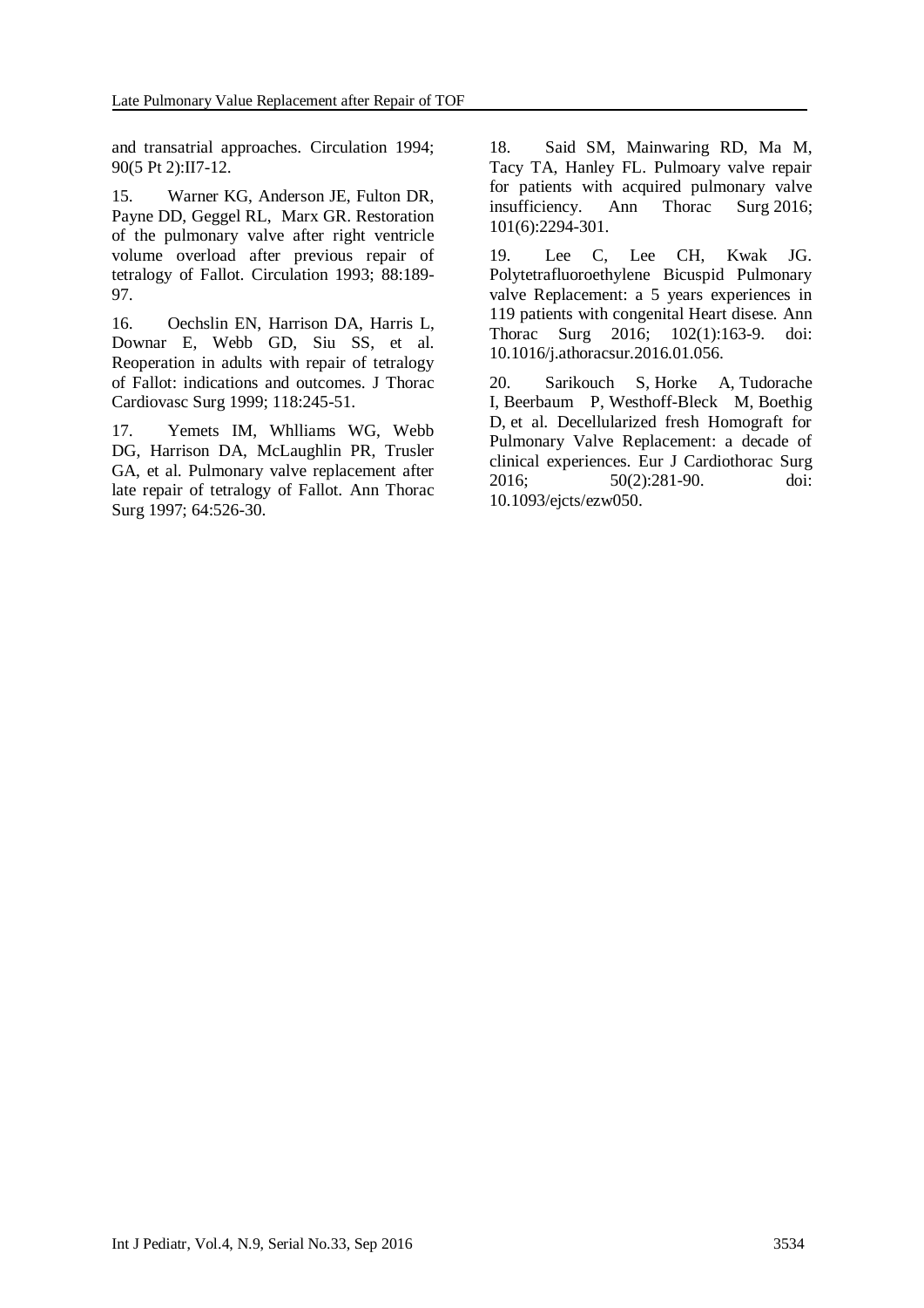and transatrial approaches. Circulation 1994; 90(5 Pt 2):II7-12.

15. Warner KG, Anderson JE, Fulton DR, Payne DD, Geggel RL, Marx GR. Restoration of the pulmonary valve after right ventricle volume overload after previous repair of tetralogy of Fallot. Circulation 1993; 88:189-97.

16. Oechslin EN, Harrison DA, Harris L, Downar E, Webb GD, Siu SS, et al. Reoperation in adults with repair of tetralogy of Fallot: indications and outcomes. J Thorac Cardiovasc Surg 1999; 118:245-51.

17. Yemets IM, Whlliams WG, Webb DG, Harrison DA, McLaughlin PR, Trusler GA, et al. Pulmonary valve replacement after late repair of tetralogy of Fallot. Ann Thorac Surg 1997; 64:526-30.

18. Said SM, Mainwaring RD, Ma M, Tacy TA, Hanley FL. Pulmoary valve repair for patients with acquired pulmonary valve insufficiency. Ann Thorac Surg 2016; 101(6):2294-301.

19. Lee C, Lee CH, Kwak JG. Polytetrafluoroethylene Bicuspid Pulmonary valve Replacement: a 5 years experiences in 119 patients with congenital Heart disese. Ann Thorac Surg 2016; 102(1):163-9. doi: 10.1016/j.athoracsur.2016.01.056.

20. Sarikouch S, Horke A, Tudorache I, Beerbaum P, Westhoff-Bleck M, Boethig D, et al. Decellularized fresh Homograft for Pulmonary Valve Replacement: a decade of clinical experiences. Eur J Cardiothorac Surg 2016; 50(2):281-90. doi: 10.1093/ejcts/ezw050.